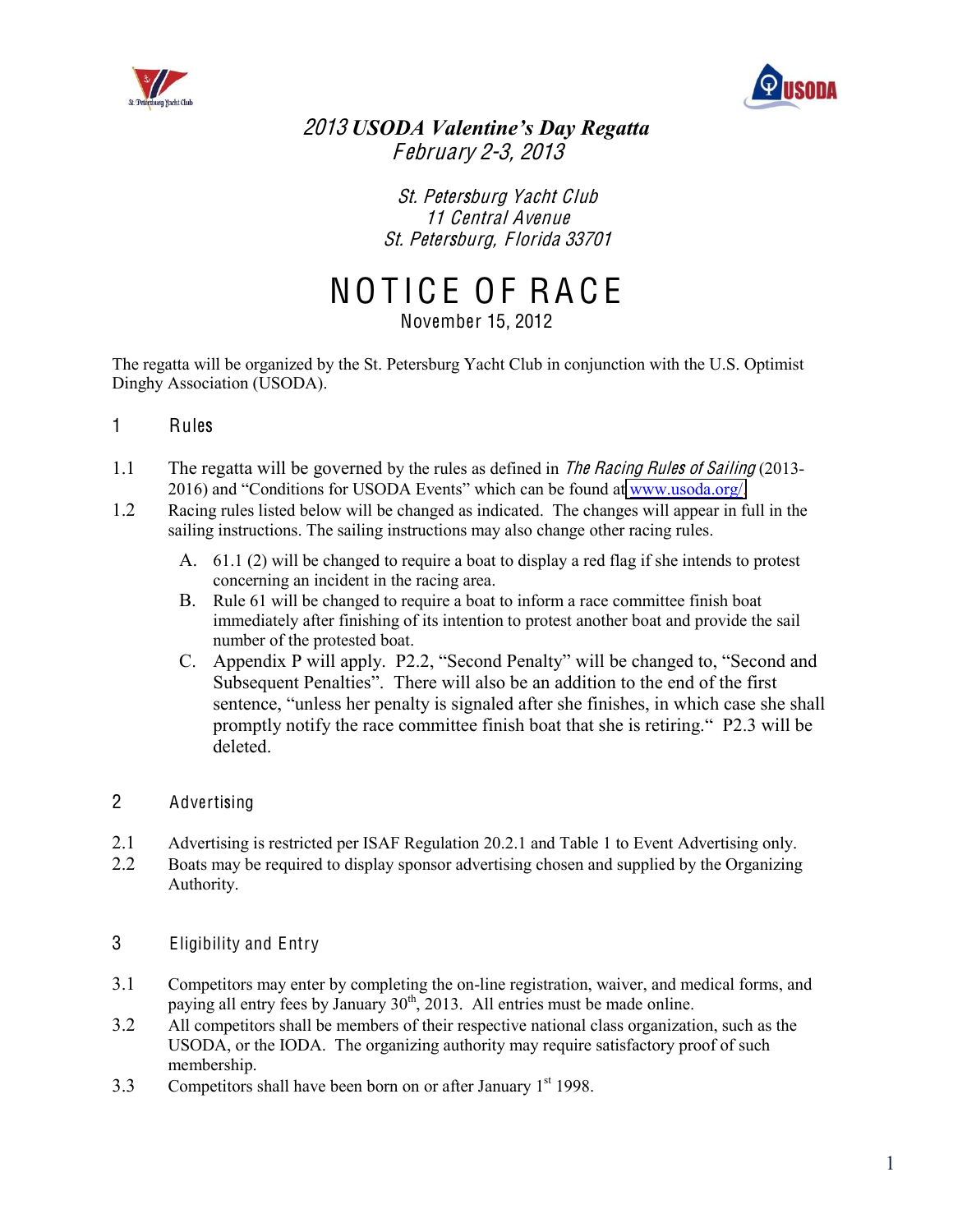# 2013 USODA Valentine's Day Regatta

February 2-3, 2013

St. Petersburg Yacht Club
11 Central Avenue
St. Petersburg, Florida 33701

# NOTICE OF RACE

November 15, 2012

The regatta will be organized by the St. Petersburg Yacht Club in conjunction with the U.S. Optimist Dinghy Association (USODA).

## 1 Rules

1.1 The regatta will be governed by the rules as defined in *The Racing Rules of Sailing* (2013-2016) and "Conditions for USODA Events" which can be found at www.usoda.org/

1.2 Racing rules listed below will be changed as indicated. The changes will appear in full in the sailing instructions. The sailing instructions may also change other racing rules.

A. 61.1 (2) will be changed to require a boat to display a red flag if she intends to protest concerning an incident in the racing area.

B. Rule 61 will be changed to require a boat to inform a race committee finish boat immediately after finishing of its intention to protest another boat and provide the sail number of the protested boat.

C. Appendix P will apply. P2.2, "Second Penalty" will be changed to, "Second and Subsequent Penalties". There will also be an addition to the end of the first sentence, "unless her penalty is signaled after she finishes, in which case she shall promptly notify the race committee finish boat that she is retiring." P2.3 will be deleted.

## 2 Advertising

2.1 Advertising is restricted per ISAF Regulation 20.2.1 and Table 1 to Event Advertising only.

2.2 Boats may be required to display sponsor advertising chosen and supplied by the Organizing Authority.

## 3 Eligibility and Entry

3.1 Competitors may enter by completing the on-line registration, waiver, and medical forms, and paying all entry fees by January 30th, 2013. All entries must be made online.

3.2 All competitors shall be members of their respective national class organization, such as the USODA, or the IODA. The organizing authority may require satisfactory proof of such membership.

3.3 Competitors shall have been born on or after January 1st 1998.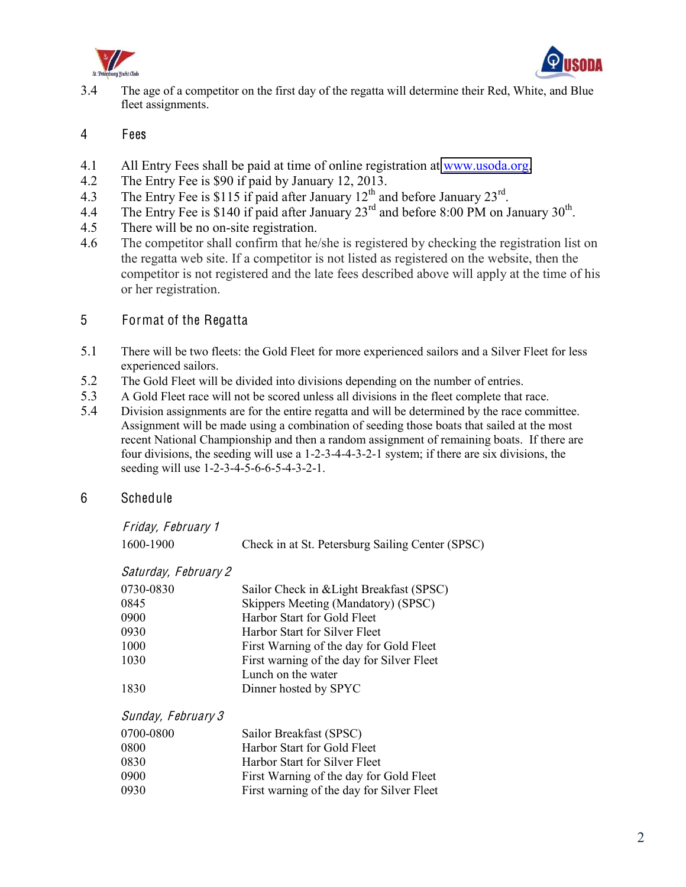3.4 The age of a competitor on the first day of the regatta will determine their Red, White, and Blue fleet assignments.

## 4 Fees

4.1 All Entry Fees shall be paid at time of online registration at www.usoda.org.
4.2 The Entry Fee is $90 if paid by January 12, 2013.
4.3 The Entry Fee is $115 if paid after January 12th and before January 23rd.
4.4 The Entry Fee is $140 if paid after January 23rd and before 8:00 PM on January 30th.
4.5 There will be no on-site registration.
4.6 The competitor shall confirm that he/she is registered by checking the registration list on the regatta web site. If a competitor is not listed as registered on the website, then the competitor is not registered and the late fees described above will apply at the time of his or her registration.

## 5 Format of the Regatta

5.1 There will be two fleets: the Gold Fleet for more experienced sailors and a Silver Fleet for less experienced sailors.
5.2 The Gold Fleet will be divided into divisions depending on the number of entries.
5.3 A Gold Fleet race will not be scored unless all divisions in the fleet complete that race.
5.4 Division assignments are for the entire regatta and will be determined by the race committee. Assignment will be made using a combination of seeding those boats that sailed at the most recent National Championship and then a random assignment of remaining boats. If there are four divisions, the seeding will use a 1-2-3-4-4-3-2-1 system; if there are six divisions, the seeding will use 1-2-3-4-5-6-6-5-4-3-2-1.

## 6 Schedule

*Friday, February 1*

| | |
|---|---|
| 1600-1900 | Check in at St. Petersburg Sailing Center (SPSC) |

*Saturday, February 2*

| | |
|---|---|
| 0730-0830 | Sailor Check in &Light Breakfast (SPSC) |
| 0845 | Skippers Meeting (Mandatory) (SPSC) |
| 0900 | Harbor Start for Gold Fleet |
| 0930 | Harbor Start for Silver Fleet |
| 1000 | First Warning of the day for Gold Fleet |
| 1030 | First warning of the day for Silver Fleet |
| | Lunch on the water |
| 1830 | Dinner hosted by SPYC |

*Sunday, February 3*

| | |
|---|---|
| 0700-0800 | Sailor Breakfast (SPSC) |
| 0800 | Harbor Start for Gold Fleet |
| 0830 | Harbor Start for Silver Fleet |
| 0900 | First Warning of the day for Gold Fleet |
| 0930 | First warning of the day for Silver Fleet |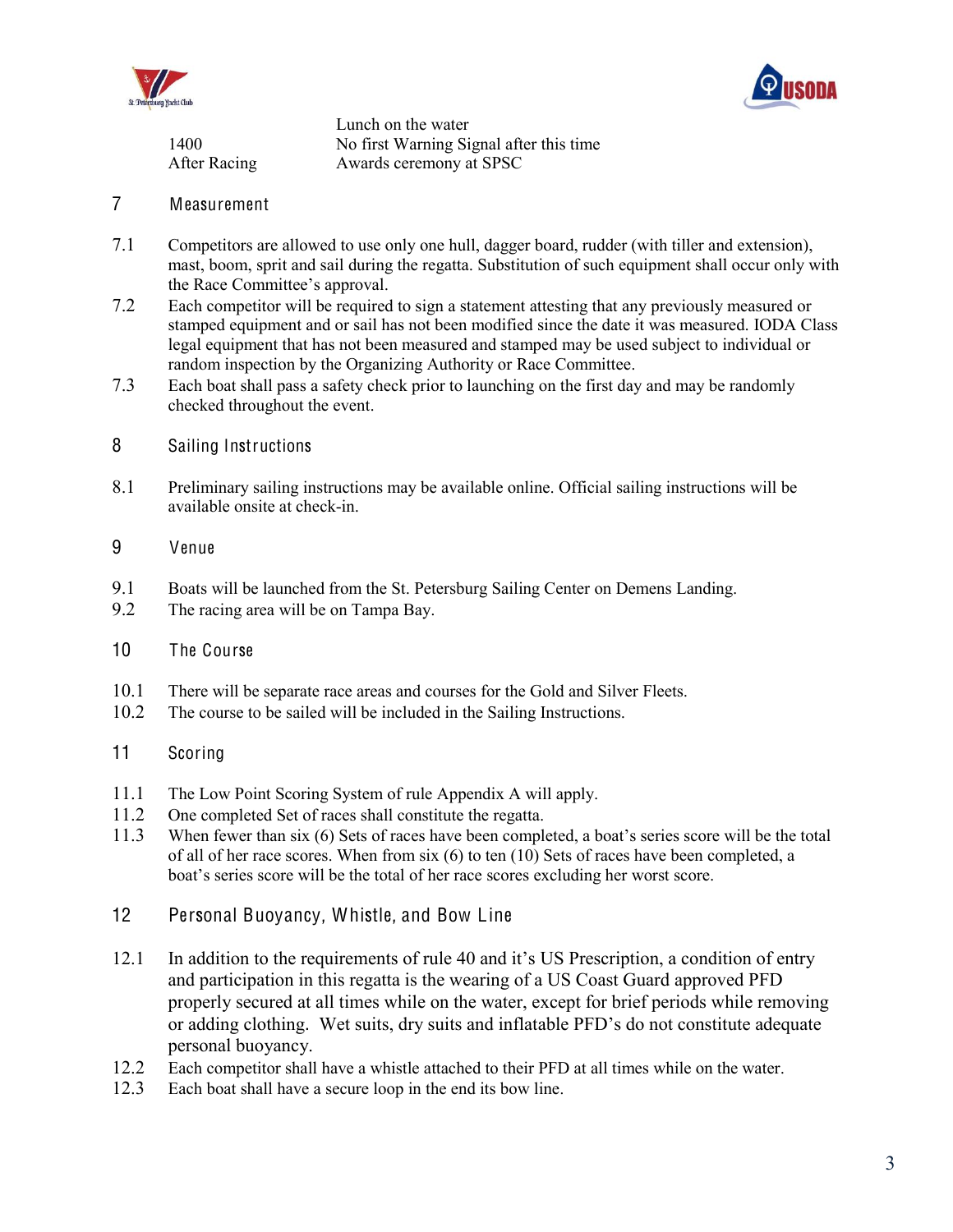| | |
|---|---|
| | Lunch on the water |
| 1400 | No first Warning Signal after this time |
| After Racing | Awards ceremony at SPSC |

## 7 Measurement

7.1 Competitors are allowed to use only one hull, dagger board, rudder (with tiller and extension), mast, boom, sprit and sail during the regatta. Substitution of such equipment shall occur only with the Race Committee's approval.

7.2 Each competitor will be required to sign a statement attesting that any previously measured or stamped equipment and or sail has not been modified since the date it was measured. IODA Class legal equipment that has not been measured and stamped may be used subject to individual or random inspection by the Organizing Authority or Race Committee.

7.3 Each boat shall pass a safety check prior to launching on the first day and may be randomly checked throughout the event.

## 8 Sailing Instructions

8.1 Preliminary sailing instructions may be available online. Official sailing instructions will be available onsite at check-in.

## 9 Venue

9.1 Boats will be launched from the St. Petersburg Sailing Center on Demens Landing.

9.2 The racing area will be on Tampa Bay.

## 10 The Course

10.1 There will be separate race areas and courses for the Gold and Silver Fleets.

10.2 The course to be sailed will be included in the Sailing Instructions.

## 11 Scoring

11.1 The Low Point Scoring System of rule Appendix A will apply.

11.2 One completed Set of races shall constitute the regatta.

11.3 When fewer than six (6) Sets of races have been completed, a boat's series score will be the total of all of her race scores. When from six (6) to ten (10) Sets of races have been completed, a boat's series score will be the total of her race scores excluding her worst score.

## 12 Personal Buoyancy, Whistle, and Bow Line

12.1 In addition to the requirements of rule 40 and it's US Prescription, a condition of entry and participation in this regatta is the wearing of a US Coast Guard approved PFD properly secured at all times while on the water, except for brief periods while removing or adding clothing. Wet suits, dry suits and inflatable PFD's do not constitute adequate personal buoyancy.

12.2 Each competitor shall have a whistle attached to their PFD at all times while on the water.

12.3 Each boat shall have a secure loop in the end its bow line.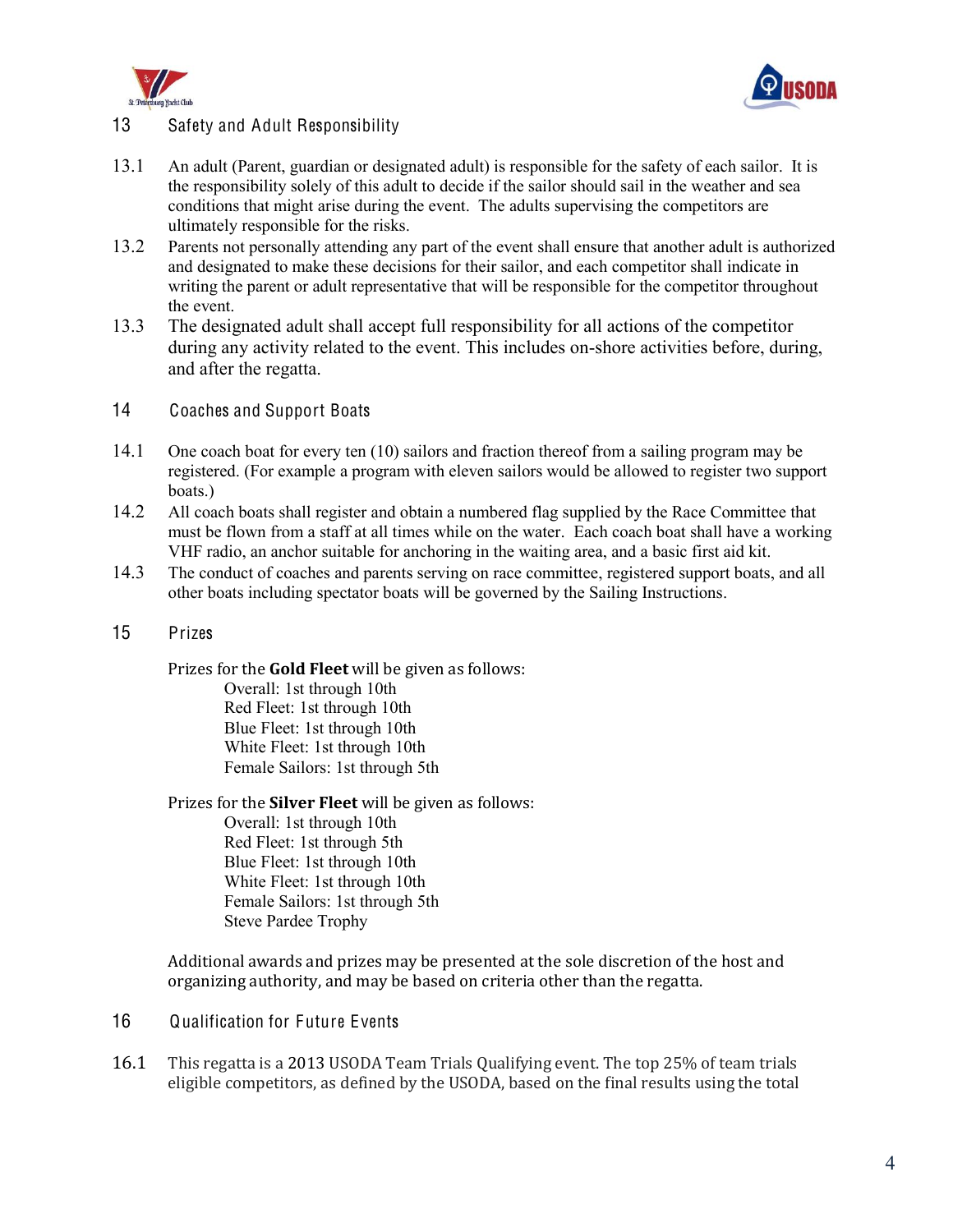## 13 Safety and Adult Responsibility

13.1 An adult (Parent, guardian or designated adult) is responsible for the safety of each sailor. It is the responsibility solely of this adult to decide if the sailor should sail in the weather and sea conditions that might arise during the event. The adults supervising the competitors are ultimately responsible for the risks.

13.2 Parents not personally attending any part of the event shall ensure that another adult is authorized and designated to make these decisions for their sailor, and each competitor shall indicate in writing the parent or adult representative that will be responsible for the competitor throughout the event.

13.3 The designated adult shall accept full responsibility for all actions of the competitor during any activity related to the event. This includes on-shore activities before, during, and after the regatta.

## 14 Coaches and Support Boats

14.1 One coach boat for every ten (10) sailors and fraction thereof from a sailing program may be registered. (For example a program with eleven sailors would be allowed to register two support boats.)

14.2 All coach boats shall register and obtain a numbered flag supplied by the Race Committee that must be flown from a staff at all times while on the water. Each coach boat shall have a working VHF radio, an anchor suitable for anchoring in the waiting area, and a basic first aid kit.

14.3 The conduct of coaches and parents serving on race committee, registered support boats, and all other boats including spectator boats will be governed by the Sailing Instructions.

## 15 Prizes

Prizes for the **Gold Fleet** will be given as follows:

- Overall: 1st through 10th
- Red Fleet: 1st through 10th
- Blue Fleet: 1st through 10th
- White Fleet: 1st through 10th
- Female Sailors: 1st through 5th

Prizes for the **Silver Fleet** will be given as follows:

- Overall: 1st through 10th
- Red Fleet: 1st through 5th
- Blue Fleet: 1st through 10th
- White Fleet: 1st through 10th
- Female Sailors: 1st through 5th
- Steve Pardee Trophy

Additional awards and prizes may be presented at the sole discretion of the host and organizing authority, and may be based on criteria other than the regatta.

## 16 Qualification for Future Events

16.1 This regatta is a 2013 USODA Team Trials Qualifying event. The top 25% of team trials eligible competitors, as defined by the USODA, based on the final results using the total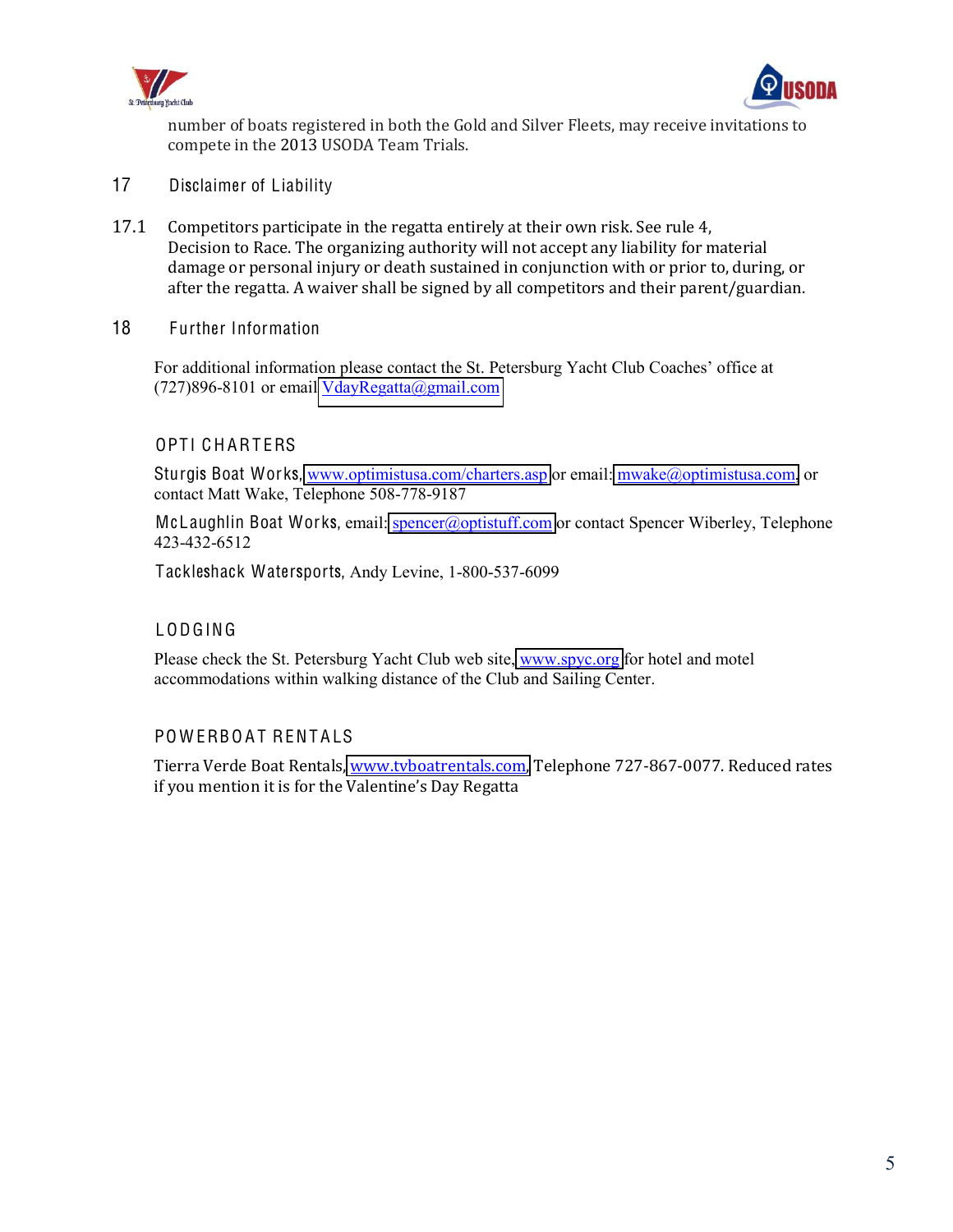number of boats registered in both the Gold and Silver Fleets, may receive invitations to compete in the 2013 USODA Team Trials.

## 17 Disclaimer of Liability

17.1 Competitors participate in the regatta entirely at their own risk. See rule 4, Decision to Race. The organizing authority will not accept any liability for material damage or personal injury or death sustained in conjunction with or prior to, during, or after the regatta. A waiver shall be signed by all competitors and their parent/guardian.

## 18 Further Information

For additional information please contact the St. Petersburg Yacht Club Coaches' office at (727)896-8101 or email VdayRegatta@gmail.com

### OPTI CHARTERS

**Sturgis Boat Works,** www.optimistusa.com/charters.asp or email: mwake@optimistusa.com, or contact Matt Wake, Telephone 508-778-9187

**McLaughlin Boat Works,** email: spencer@optistuff.com or contact Spencer Wiberley, Telephone 423-432-6512

**Tackleshack Watersports,** Andy Levine, 1-800-537-6099

### LODGING

Please check the St. Petersburg Yacht Club web site, www.spyc.org for hotel and motel accommodations within walking distance of the Club and Sailing Center.

### POWERBOAT RENTALS

Tierra Verde Boat Rentals, www.tvboatrentals.com, Telephone 727-867-0077. Reduced rates if you mention it is for the Valentine's Day Regatta